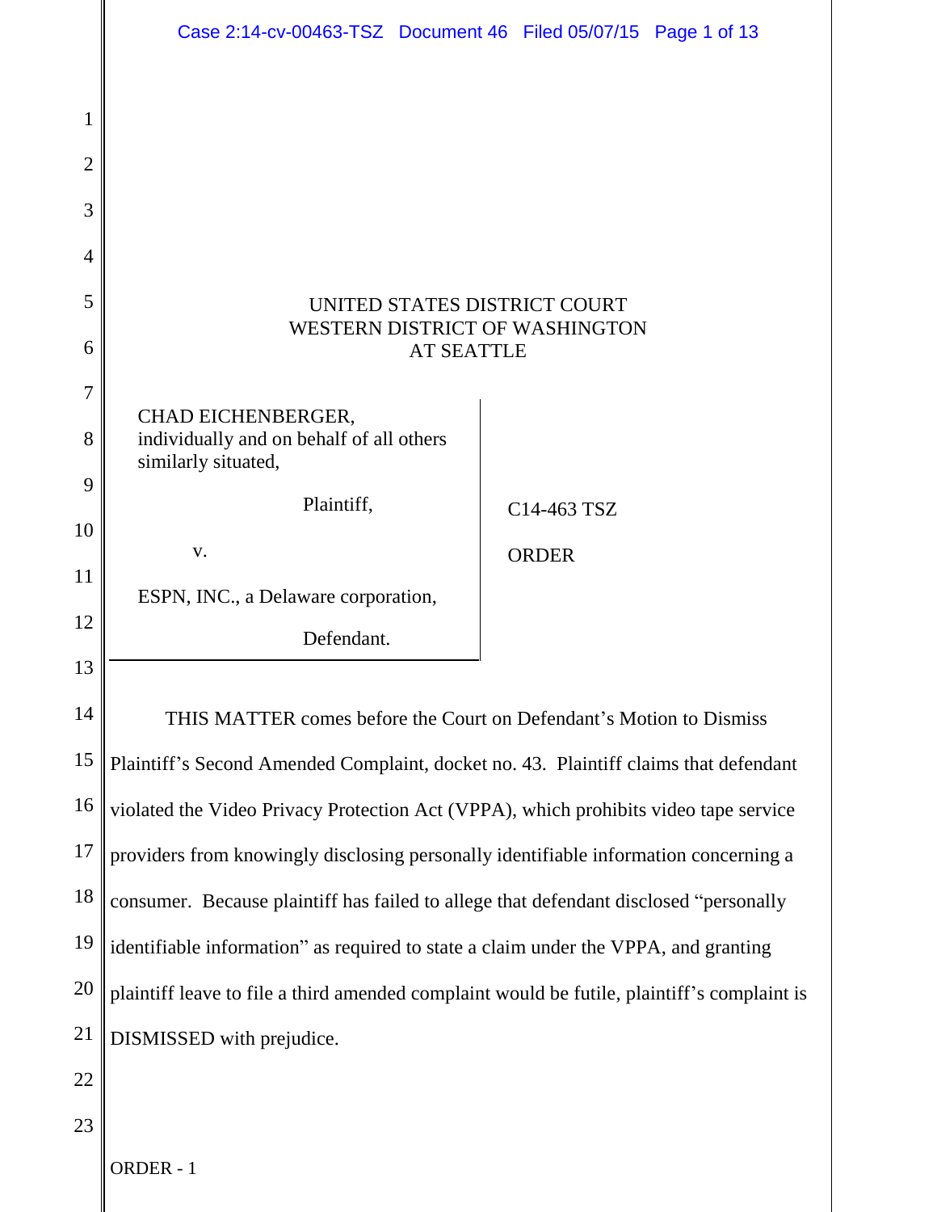UNITED STATES DISTRICT COURT
WESTERN DISTRICT OF WASHINGTON
AT SEATTLE

| | |
|---|---|
| CHAD EICHENBERGER, individually and on behalf of all others similarly situated, Plaintiff, v. ESPN, INC., a Delaware corporation, Defendant. | C14-463 TSZ ORDER |

THIS MATTER comes before the Court on Defendant's Motion to Dismiss Plaintiff's Second Amended Complaint, docket no. 43. Plaintiff claims that defendant violated the Video Privacy Protection Act (VPPA), which prohibits video tape service providers from knowingly disclosing personally identifiable information concerning a consumer. Because plaintiff has failed to allege that defendant disclosed "personally identifiable information" as required to state a claim under the VPPA, and granting plaintiff leave to file a third amended complaint would be futile, plaintiff's complaint is DISMISSED with prejudice.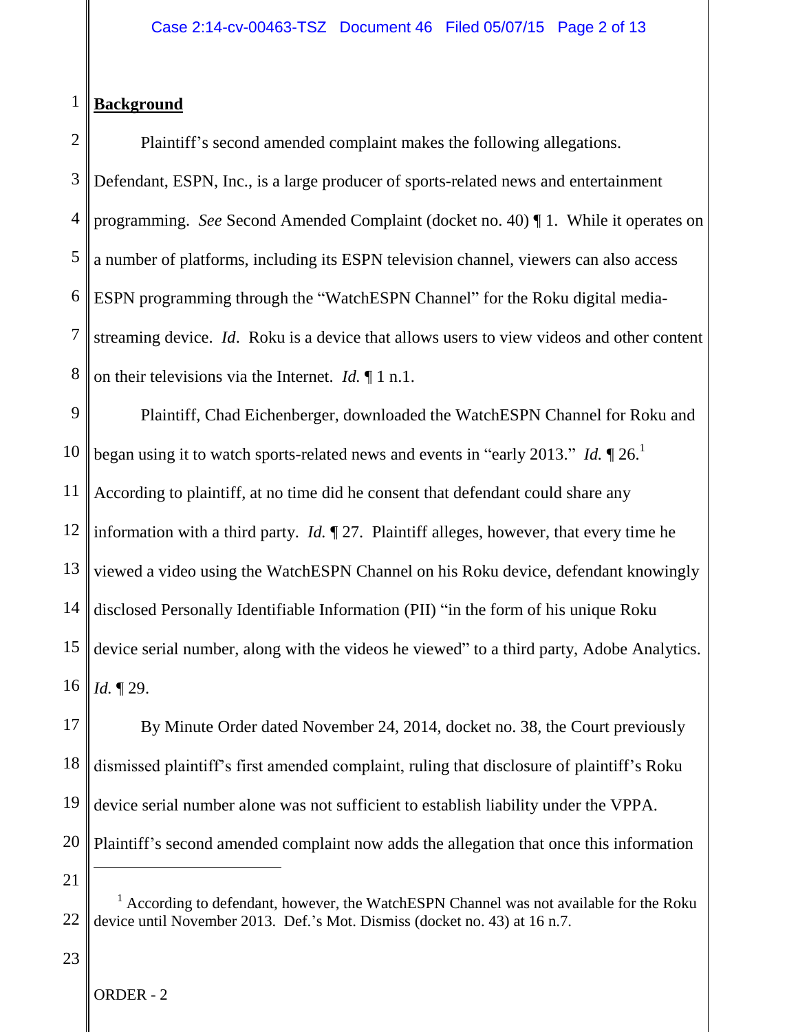**Background**

Plaintiff's second amended complaint makes the following allegations. Defendant, ESPN, Inc., is a large producer of sports-related news and entertainment programming. *See* Second Amended Complaint (docket no. 40) ¶ 1. While it operates on a number of platforms, including its ESPN television channel, viewers can also access ESPN programming through the "WatchESPN Channel" for the Roku digital media-streaming device. *Id*. Roku is a device that allows users to view videos and other content on their televisions via the Internet. *Id.* ¶ 1 n.1.

Plaintiff, Chad Eichenberger, downloaded the WatchESPN Channel for Roku and began using it to watch sports-related news and events in "early 2013." *Id.* ¶ 26.[1] According to plaintiff, at no time did he consent that defendant could share any information with a third party. *Id.* ¶ 27. Plaintiff alleges, however, that every time he viewed a video using the WatchESPN Channel on his Roku device, defendant knowingly disclosed Personally Identifiable Information (PII) "in the form of his unique Roku device serial number, along with the videos he viewed" to a third party, Adobe Analytics. *Id.* ¶ 29.

By Minute Order dated November 24, 2014, docket no. 38, the Court previously dismissed plaintiff's first amended complaint, ruling that disclosure of plaintiff's Roku device serial number alone was not sufficient to establish liability under the VPPA. Plaintiff's second amended complaint now adds the allegation that once this information

---

[1] According to defendant, however, the WatchESPN Channel was not available for the Roku device until November 2013. Def.'s Mot. Dismiss (docket no. 43) at 16 n.7.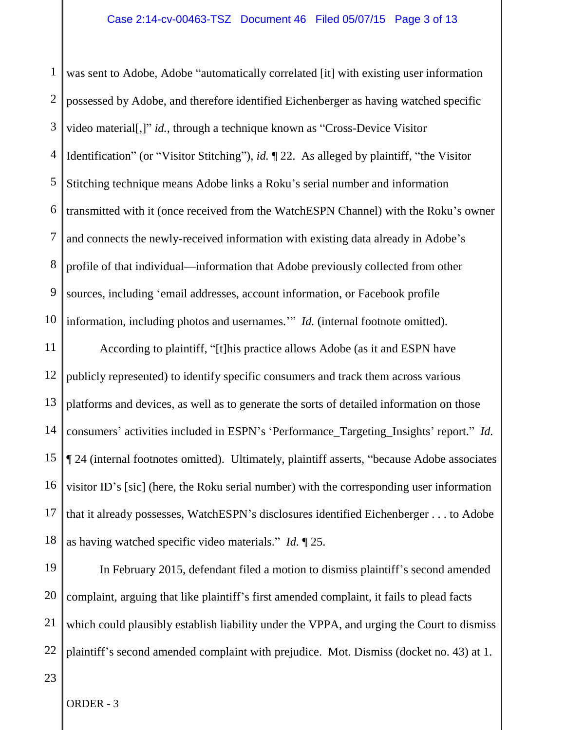was sent to Adobe, Adobe "automatically correlated [it] with existing user information possessed by Adobe, and therefore identified Eichenberger as having watched specific video material[,]" *id.*, through a technique known as "Cross-Device Visitor Identification" (or "Visitor Stitching"), *id.* ¶ 22. As alleged by plaintiff, "the Visitor Stitching technique means Adobe links a Roku's serial number and information transmitted with it (once received from the WatchESPN Channel) with the Roku's owner and connects the newly-received information with existing data already in Adobe's profile of that individual—information that Adobe previously collected from other sources, including 'email addresses, account information, or Facebook profile information, including photos and usernames.'" *Id.* (internal footnote omitted).

According to plaintiff, "[t]his practice allows Adobe (as it and ESPN have publicly represented) to identify specific consumers and track them across various platforms and devices, as well as to generate the sorts of detailed information on those consumers' activities included in ESPN's 'Performance_Targeting_Insights' report." *Id.* ¶ 24 (internal footnotes omitted). Ultimately, plaintiff asserts, "because Adobe associates visitor ID's [sic] (here, the Roku serial number) with the corresponding user information that it already possesses, WatchESPN's disclosures identified Eichenberger . . . to Adobe as having watched specific video materials." *Id.* ¶ 25.

In February 2015, defendant filed a motion to dismiss plaintiff's second amended complaint, arguing that like plaintiff's first amended complaint, it fails to plead facts which could plausibly establish liability under the VPPA, and urging the Court to dismiss plaintiff's second amended complaint with prejudice. Mot. Dismiss (docket no. 43) at 1.

ORDER - 3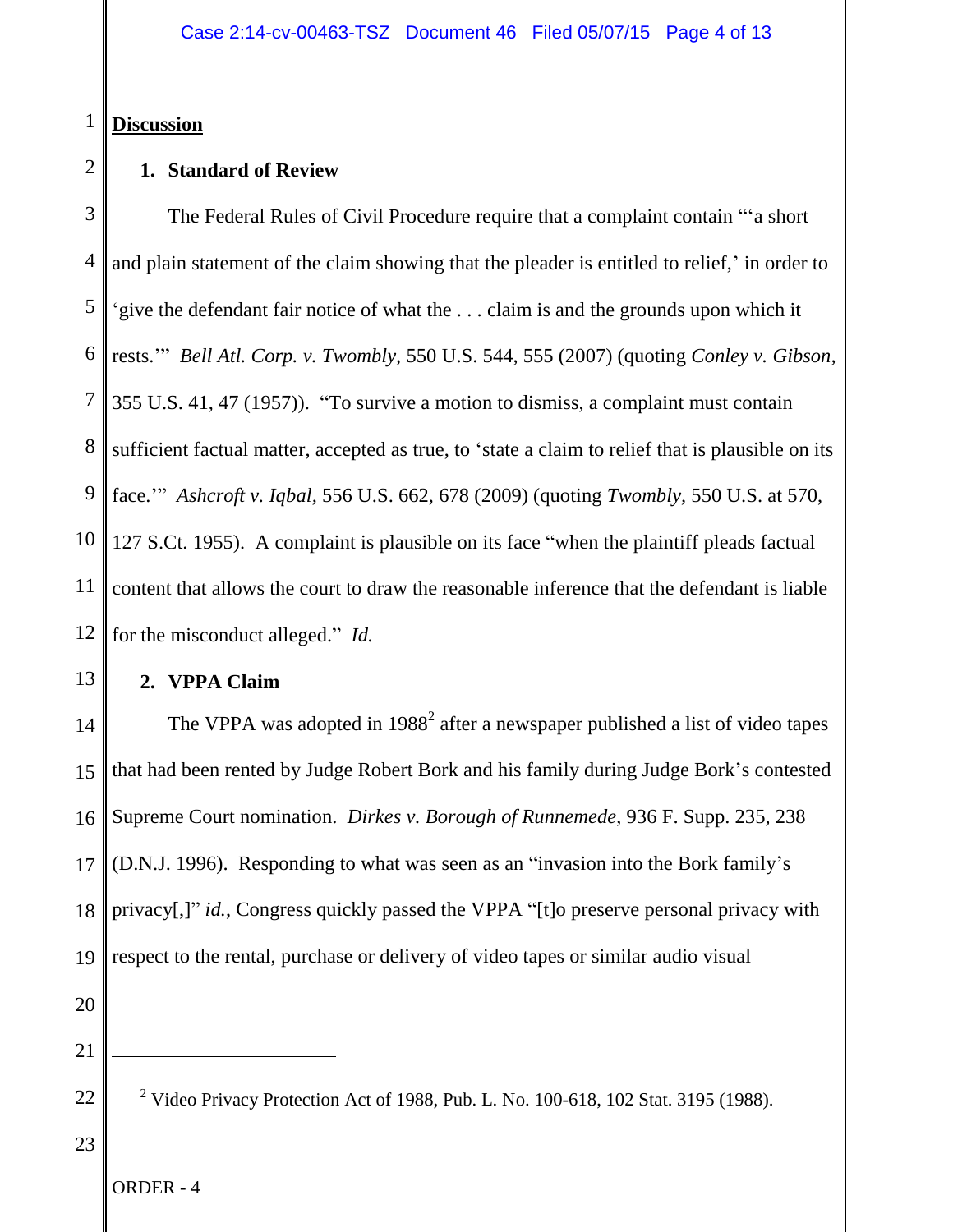**Discussion**

**1. Standard of Review**

The Federal Rules of Civil Procedure require that a complaint contain "'a short and plain statement of the claim showing that the pleader is entitled to relief,' in order to 'give the defendant fair notice of what the . . . claim is and the grounds upon which it rests.'" *Bell Atl. Corp. v. Twombly*, 550 U.S. 544, 555 (2007) (quoting *Conley v. Gibson*, 355 U.S. 41, 47 (1957)). "To survive a motion to dismiss, a complaint must contain sufficient factual matter, accepted as true, to 'state a claim to relief that is plausible on its face.'" *Ashcroft v. Iqbal*, 556 U.S. 662, 678 (2009) (quoting *Twombly*, 550 U.S. at 570, 127 S.Ct. 1955). A complaint is plausible on its face "when the plaintiff pleads factual content that allows the court to draw the reasonable inference that the defendant is liable for the misconduct alleged." *Id.*

**2. VPPA Claim**

The VPPA was adopted in 1988[2] after a newspaper published a list of video tapes that had been rented by Judge Robert Bork and his family during Judge Bork's contested Supreme Court nomination. *Dirkes v. Borough of Runnemede*, 936 F. Supp. 235, 238 (D.N.J. 1996). Responding to what was seen as an "invasion into the Bork family's privacy[,]" *id.*, Congress quickly passed the VPPA "[t]o preserve personal privacy with respect to the rental, purchase or delivery of video tapes or similar audio visual

---

[2] Video Privacy Protection Act of 1988, Pub. L. No. 100-618, 102 Stat. 3195 (1988).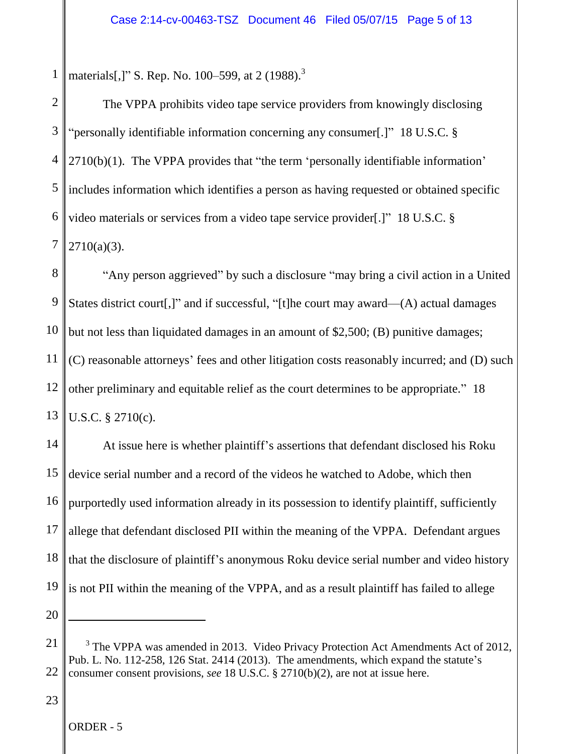materials[,]" S. Rep. No. 100–599, at 2 (1988).[3]

The VPPA prohibits video tape service providers from knowingly disclosing "personally identifiable information concerning any consumer[.]" 18 U.S.C. § 2710(b)(1). The VPPA provides that "the term 'personally identifiable information' includes information which identifies a person as having requested or obtained specific video materials or services from a video tape service provider[.]" 18 U.S.C. § 2710(a)(3).

"Any person aggrieved" by such a disclosure "may bring a civil action in a United States district court[,]" and if successful, "[t]he court may award—(A) actual damages but not less than liquidated damages in an amount of $2,500; (B) punitive damages; (C) reasonable attorneys' fees and other litigation costs reasonably incurred; and (D) such other preliminary and equitable relief as the court determines to be appropriate." 18 U.S.C. § 2710(c).

At issue here is whether plaintiff's assertions that defendant disclosed his Roku device serial number and a record of the videos he watched to Adobe, which then purportedly used information already in its possession to identify plaintiff, sufficiently allege that defendant disclosed PII within the meaning of the VPPA. Defendant argues that the disclosure of plaintiff's anonymous Roku device serial number and video history is not PII within the meaning of the VPPA, and as a result plaintiff has failed to allege

---

[3] The VPPA was amended in 2013. Video Privacy Protection Act Amendments Act of 2012, Pub. L. No. 112-258, 126 Stat. 2414 (2013). The amendments, which expand the statute's consumer consent provisions, *see* 18 U.S.C. § 2710(b)(2), are not at issue here.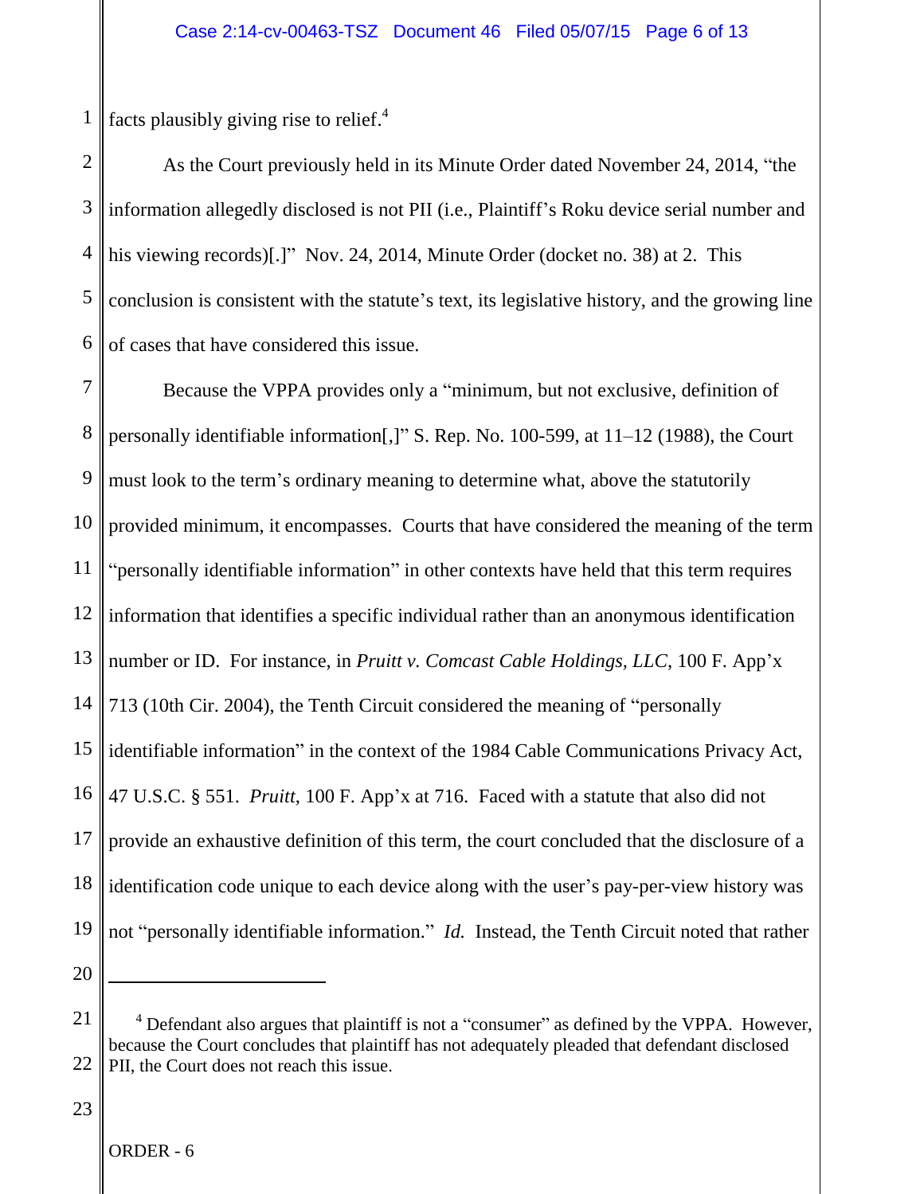facts plausibly giving rise to relief.[4]

As the Court previously held in its Minute Order dated November 24, 2014, "the information allegedly disclosed is not PII (i.e., Plaintiff's Roku device serial number and his viewing records)[.]" Nov. 24, 2014, Minute Order (docket no. 38) at 2. This conclusion is consistent with the statute's text, its legislative history, and the growing line of cases that have considered this issue.

Because the VPPA provides only a "minimum, but not exclusive, definition of personally identifiable information[,]" S. Rep. No. 100-599, at 11–12 (1988), the Court must look to the term's ordinary meaning to determine what, above the statutorily provided minimum, it encompasses. Courts that have considered the meaning of the term "personally identifiable information" in other contexts have held that this term requires information that identifies a specific individual rather than an anonymous identification number or ID. For instance, in *Pruitt v. Comcast Cable Holdings, LLC*, 100 F. App'x 713 (10th Cir. 2004), the Tenth Circuit considered the meaning of "personally identifiable information" in the context of the 1984 Cable Communications Privacy Act, 47 U.S.C. § 551. *Pruitt*, 100 F. App'x at 716. Faced with a statute that also did not provide an exhaustive definition of this term, the court concluded that the disclosure of a identification code unique to each device along with the user's pay-per-view history was not "personally identifiable information." *Id.* Instead, the Tenth Circuit noted that rather

---

[4] Defendant also argues that plaintiff is not a "consumer" as defined by the VPPA. However, because the Court concludes that plaintiff has not adequately pleaded that defendant disclosed PII, the Court does not reach this issue.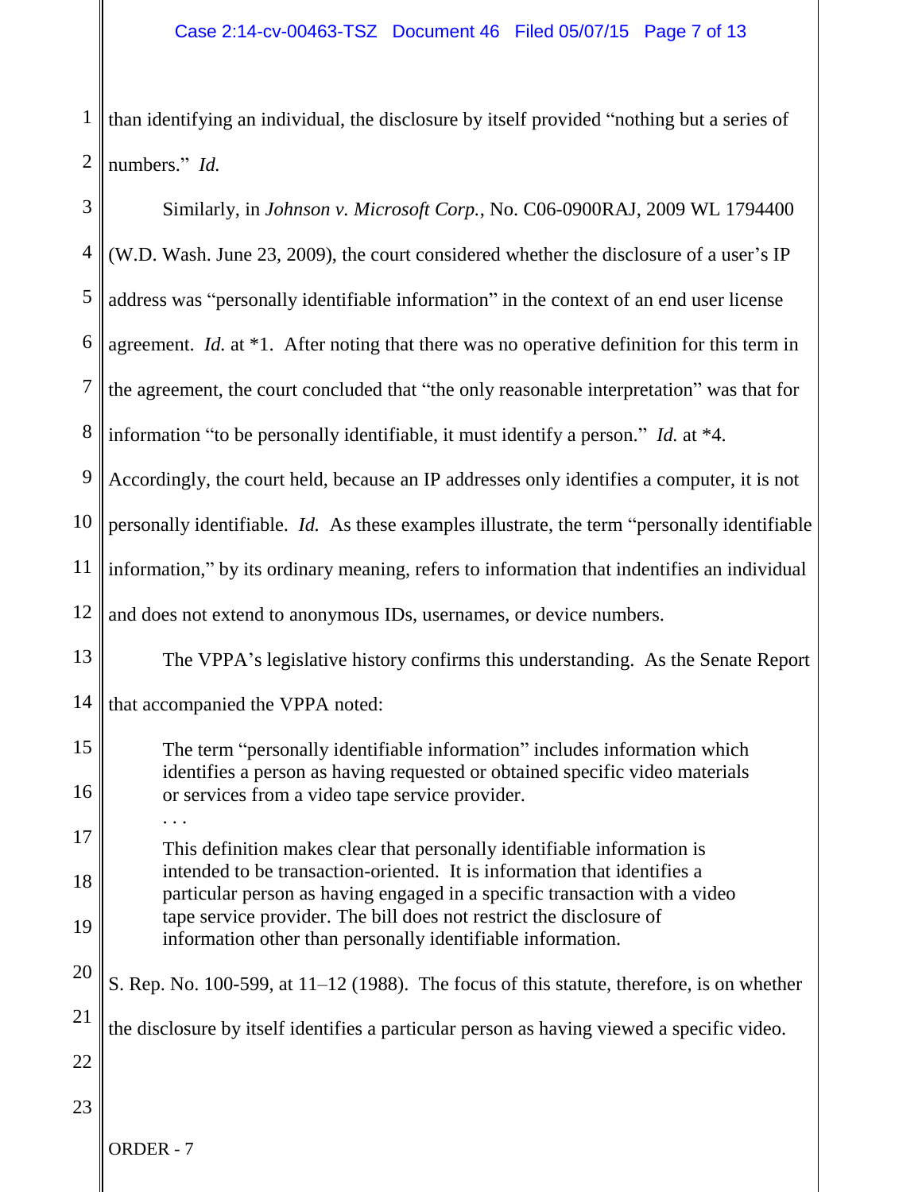than identifying an individual, the disclosure by itself provided "nothing but a series of numbers." *Id.*

Similarly, in *Johnson v. Microsoft Corp.*, No. C06-0900RAJ, 2009 WL 1794400 (W.D. Wash. June 23, 2009), the court considered whether the disclosure of a user's IP address was "personally identifiable information" in the context of an end user license agreement. *Id.* at *1. After noting that there was no operative definition for this term in the agreement, the court concluded that "the only reasonable interpretation" was that for information "to be personally identifiable, it must identify a person." *Id.* at *4. Accordingly, the court held, because an IP addresses only identifies a computer, it is not personally identifiable. *Id.* As these examples illustrate, the term "personally identifiable information," by its ordinary meaning, refers to information that indentifies an individual and does not extend to anonymous IDs, usernames, or device numbers.

The VPPA's legislative history confirms this understanding. As the Senate Report that accompanied the VPPA noted:

> The term "personally identifiable information" includes information which identifies a person as having requested or obtained specific video materials or services from a video tape service provider.
>
> . . .
>
> This definition makes clear that personally identifiable information is intended to be transaction-oriented. It is information that identifies a particular person as having engaged in a specific transaction with a video tape service provider. The bill does not restrict the disclosure of information other than personally identifiable information.

S. Rep. No. 100-599, at 11–12 (1988). The focus of this statute, therefore, is on whether the disclosure by itself identifies a particular person as having viewed a specific video.

ORDER - 7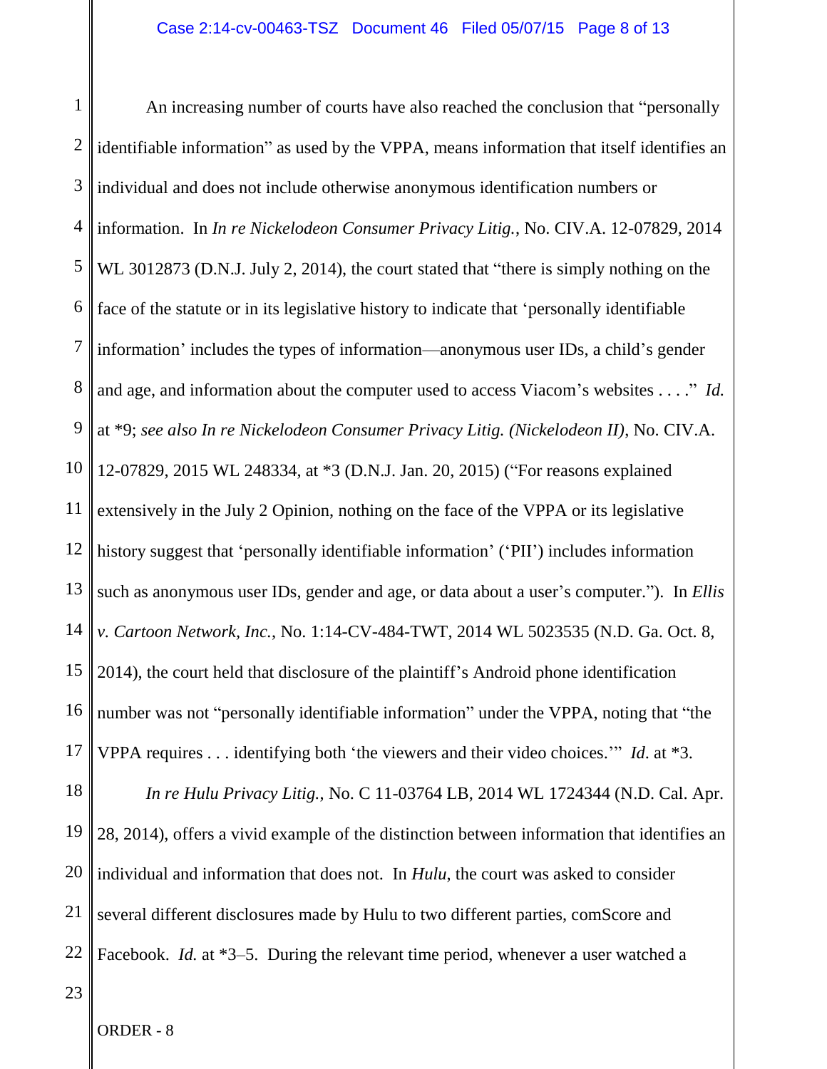An increasing number of courts have also reached the conclusion that "personally identifiable information" as used by the VPPA, means information that itself identifies an individual and does not include otherwise anonymous identification numbers or information. In *In re Nickelodeon Consumer Privacy Litig.*, No. CIV.A. 12-07829, 2014 WL 3012873 (D.N.J. July 2, 2014), the court stated that "there is simply nothing on the face of the statute or in its legislative history to indicate that 'personally identifiable information' includes the types of information—anonymous user IDs, a child's gender and age, and information about the computer used to access Viacom's websites . . . ." *Id.* at *9; *see also In re Nickelodeon Consumer Privacy Litig. (Nickelodeon II)*, No. CIV.A. 12-07829, 2015 WL 248334, at *3 (D.N.J. Jan. 20, 2015) ("For reasons explained extensively in the July 2 Opinion, nothing on the face of the VPPA or its legislative history suggest that 'personally identifiable information' ('PII') includes information such as anonymous user IDs, gender and age, or data about a user's computer."). In *Ellis v. Cartoon Network, Inc.*, No. 1:14-CV-484-TWT, 2014 WL 5023535 (N.D. Ga. Oct. 8, 2014), the court held that disclosure of the plaintiff's Android phone identification number was not "personally identifiable information" under the VPPA, noting that "the VPPA requires . . . identifying both 'the viewers and their video choices.'" *Id.* at *3.

*In re Hulu Privacy Litig.*, No. C 11-03764 LB, 2014 WL 1724344 (N.D. Cal. Apr. 28, 2014), offers a vivid example of the distinction between information that identifies an individual and information that does not. In *Hulu*, the court was asked to consider several different disclosures made by Hulu to two different parties, comScore and Facebook. *Id.* at *3–5. During the relevant time period, whenever a user watched a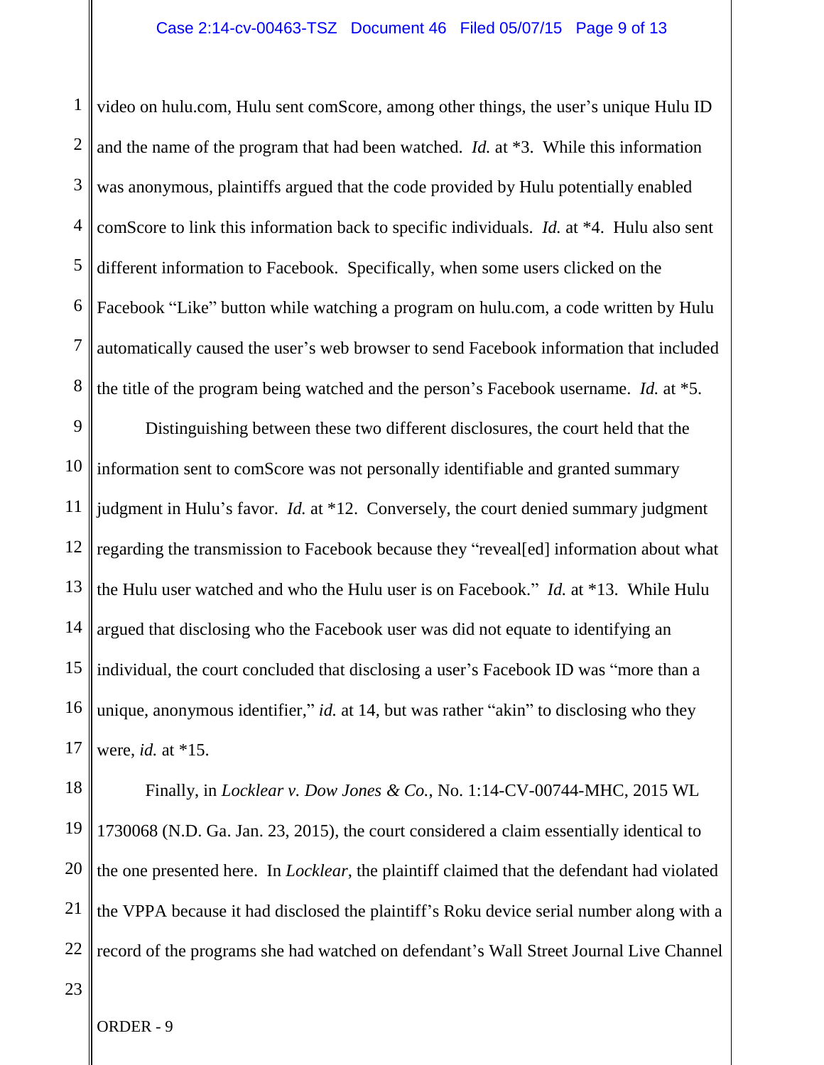video on hulu.com, Hulu sent comScore, among other things, the user's unique Hulu ID and the name of the program that had been watched. *Id.* at *3. While this information was anonymous, plaintiffs argued that the code provided by Hulu potentially enabled comScore to link this information back to specific individuals. *Id.* at *4. Hulu also sent different information to Facebook. Specifically, when some users clicked on the Facebook "Like" button while watching a program on hulu.com, a code written by Hulu automatically caused the user's web browser to send Facebook information that included the title of the program being watched and the person's Facebook username. *Id.* at *5.

Distinguishing between these two different disclosures, the court held that the information sent to comScore was not personally identifiable and granted summary judgment in Hulu's favor. *Id.* at *12. Conversely, the court denied summary judgment regarding the transmission to Facebook because they "reveal[ed] information about what the Hulu user watched and who the Hulu user is on Facebook." *Id.* at *13. While Hulu argued that disclosing who the Facebook user was did not equate to identifying an individual, the court concluded that disclosing a user's Facebook ID was "more than a unique, anonymous identifier," *id.* at 14, but was rather "akin" to disclosing who they were, *id.* at *15.

Finally, in *Locklear v. Dow Jones & Co.*, No. 1:14-CV-00744-MHC, 2015 WL 1730068 (N.D. Ga. Jan. 23, 2015), the court considered a claim essentially identical to the one presented here. In *Locklear*, the plaintiff claimed that the defendant had violated the VPPA because it had disclosed the plaintiff's Roku device serial number along with a record of the programs she had watched on defendant's Wall Street Journal Live Channel

ORDER - 9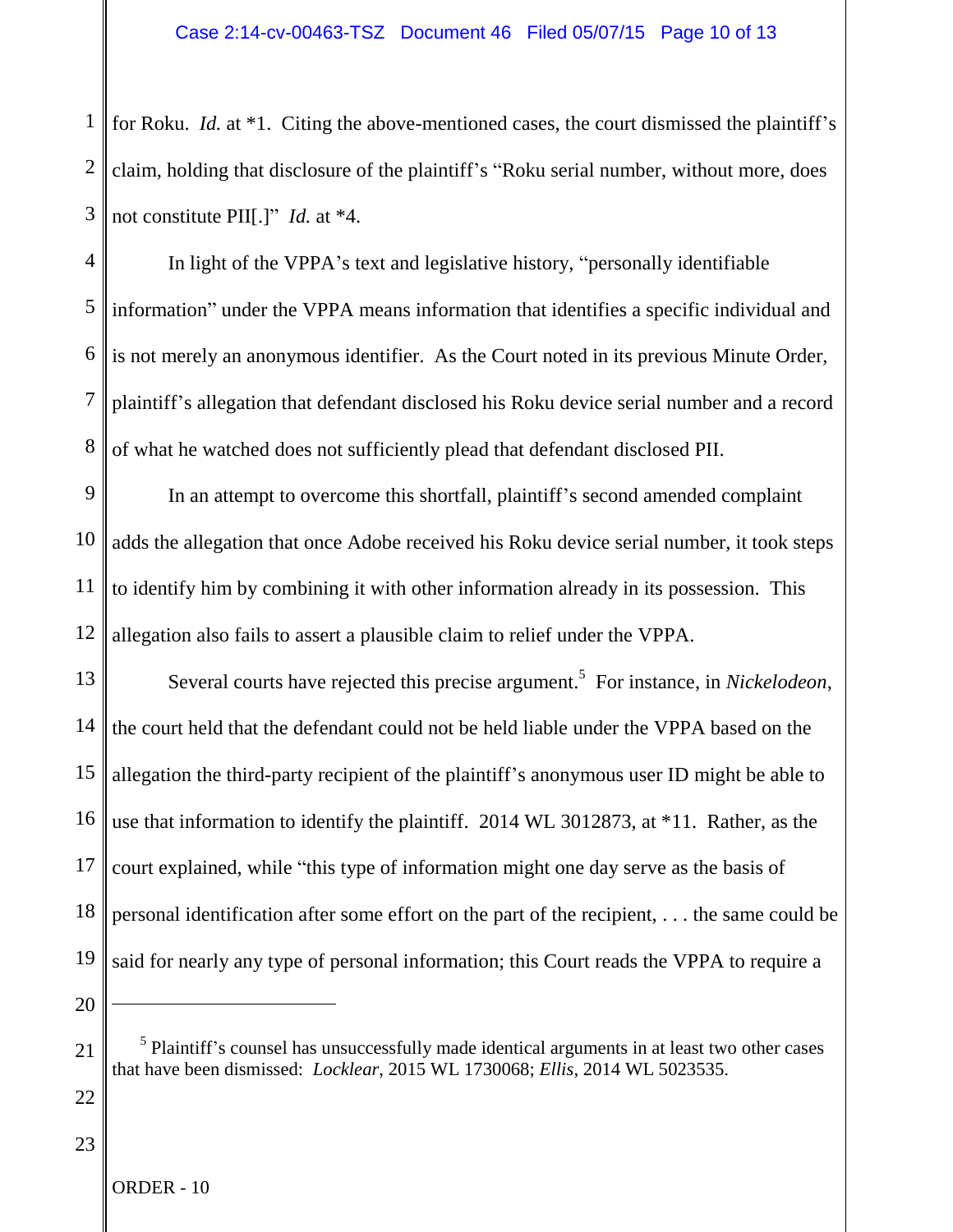for Roku. *Id.* at *1. Citing the above-mentioned cases, the court dismissed the plaintiff's claim, holding that disclosure of the plaintiff's "Roku serial number, without more, does not constitute PII[.]" *Id.* at *4.

In light of the VPPA's text and legislative history, "personally identifiable information" under the VPPA means information that identifies a specific individual and is not merely an anonymous identifier. As the Court noted in its previous Minute Order, plaintiff's allegation that defendant disclosed his Roku device serial number and a record of what he watched does not sufficiently plead that defendant disclosed PII.

In an attempt to overcome this shortfall, plaintiff's second amended complaint adds the allegation that once Adobe received his Roku device serial number, it took steps to identify him by combining it with other information already in its possession. This allegation also fails to assert a plausible claim to relief under the VPPA.

Several courts have rejected this precise argument.[5] For instance, in *Nickelodeon*, the court held that the defendant could not be held liable under the VPPA based on the allegation the third-party recipient of the plaintiff's anonymous user ID might be able to use that information to identify the plaintiff. 2014 WL 3012873, at *11. Rather, as the court explained, while "this type of information might one day serve as the basis of personal identification after some effort on the part of the recipient, . . . the same could be said for nearly any type of personal information; this Court reads the VPPA to require a

---

[5] Plaintiff's counsel has unsuccessfully made identical arguments in at least two other cases that have been dismissed: *Locklear*, 2015 WL 1730068; *Ellis*, 2014 WL 5023535.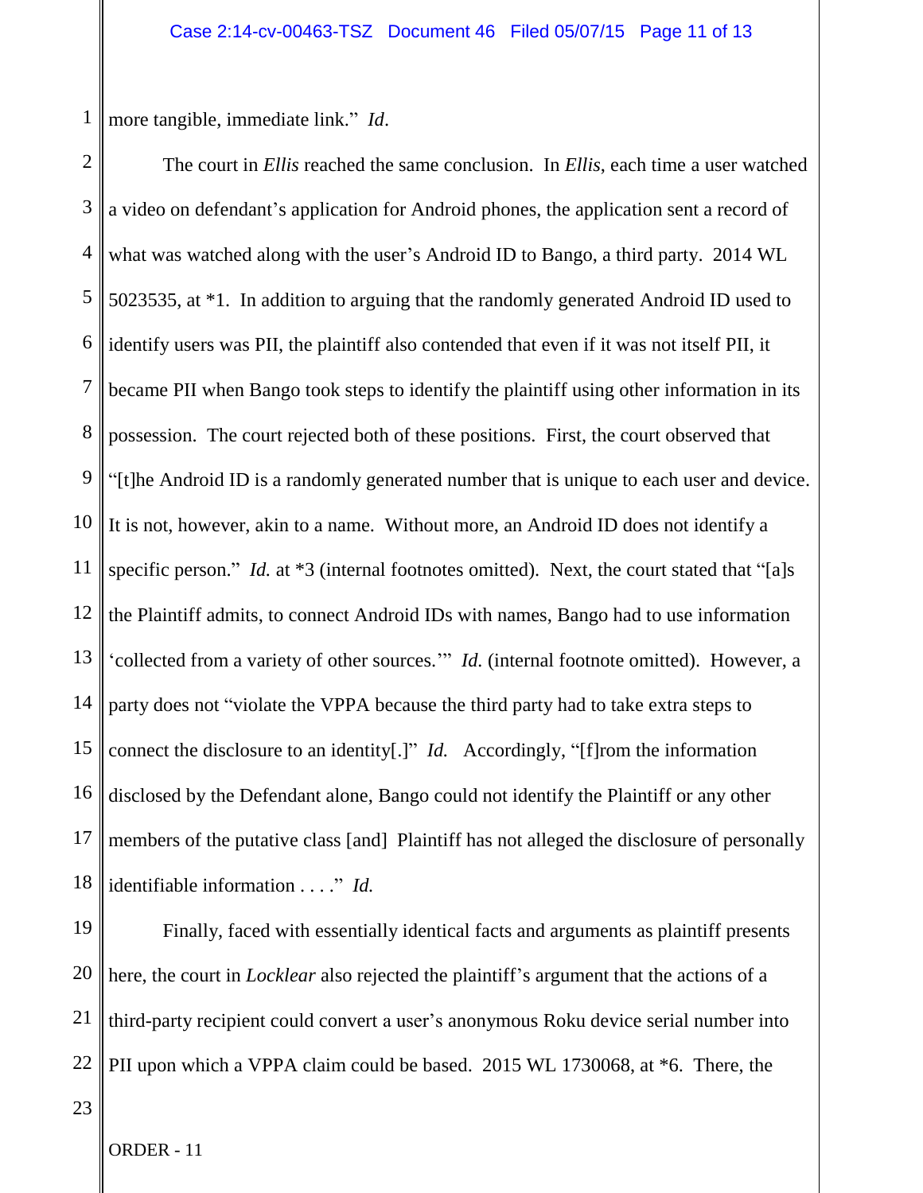more tangible, immediate link." *Id*.

The court in *Ellis* reached the same conclusion. In *Ellis*, each time a user watched a video on defendant's application for Android phones, the application sent a record of what was watched along with the user's Android ID to Bango, a third party. 2014 WL 5023535, at *1. In addition to arguing that the randomly generated Android ID used to identify users was PII, the plaintiff also contended that even if it was not itself PII, it became PII when Bango took steps to identify the plaintiff using other information in its possession. The court rejected both of these positions. First, the court observed that "[t]he Android ID is a randomly generated number that is unique to each user and device. It is not, however, akin to a name. Without more, an Android ID does not identify a specific person." *Id.* at *3 (internal footnotes omitted). Next, the court stated that "[a]s the Plaintiff admits, to connect Android IDs with names, Bango had to use information 'collected from a variety of other sources.'" *Id.* (internal footnote omitted). However, a party does not "violate the VPPA because the third party had to take extra steps to connect the disclosure to an identity[.]" *Id.* Accordingly, "[f]rom the information disclosed by the Defendant alone, Bango could not identify the Plaintiff or any other members of the putative class [and] Plaintiff has not alleged the disclosure of personally identifiable information . . . ." *Id.*

Finally, faced with essentially identical facts and arguments as plaintiff presents here, the court in *Locklear* also rejected the plaintiff's argument that the actions of a third-party recipient could convert a user's anonymous Roku device serial number into PII upon which a VPPA claim could be based. 2015 WL 1730068, at *6. There, the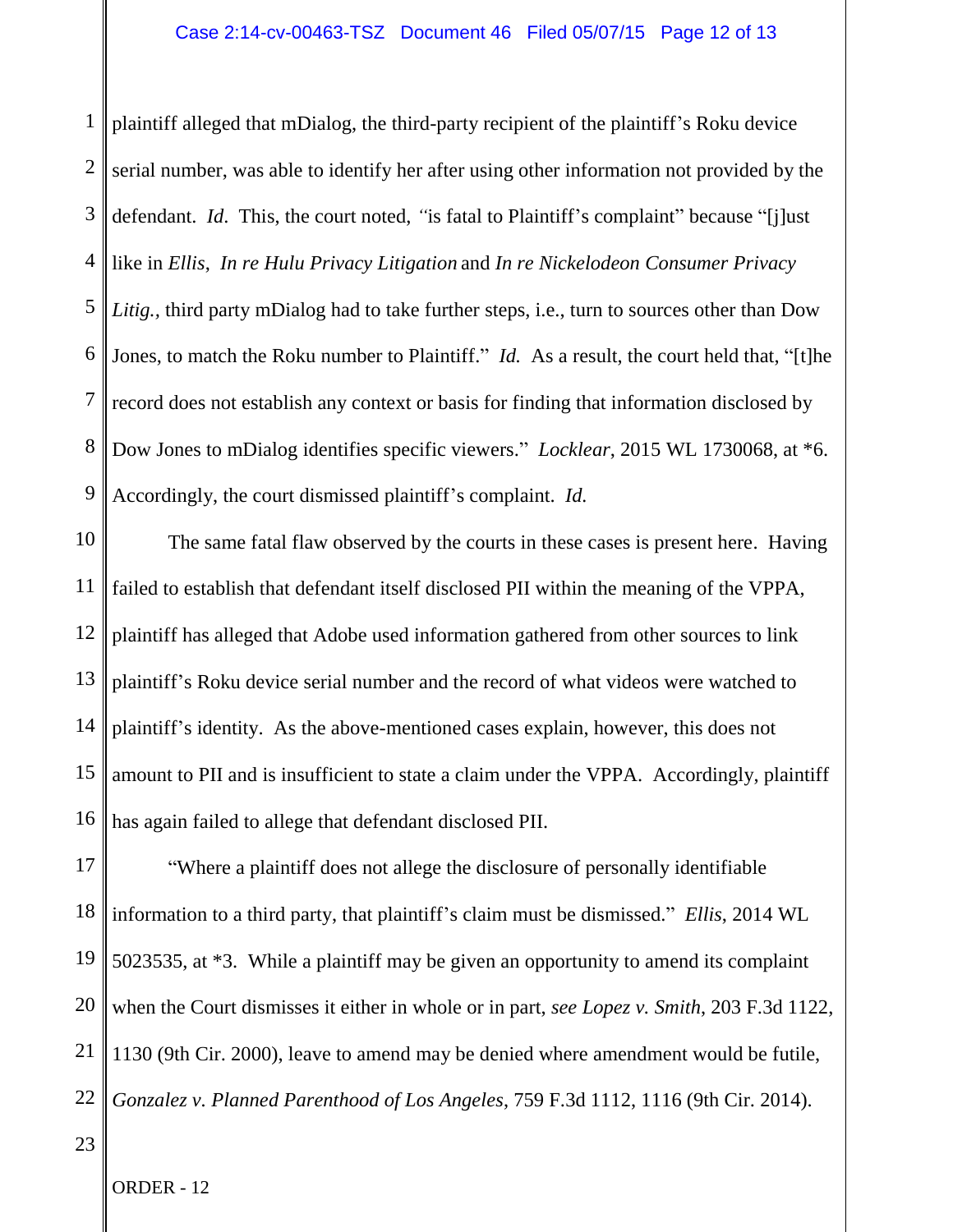plaintiff alleged that mDialog, the third-party recipient of the plaintiff's Roku device serial number, was able to identify her after using other information not provided by the defendant. *Id*. This, the court noted, "is fatal to Plaintiff's complaint" because "[j]ust like in *Ellis*, *In re Hulu Privacy Litigation* and *In re Nickelodeon Consumer Privacy Litig.*, third party mDialog had to take further steps, i.e., turn to sources other than Dow Jones, to match the Roku number to Plaintiff." *Id.* As a result, the court held that, "[t]he record does not establish any context or basis for finding that information disclosed by Dow Jones to mDialog identifies specific viewers." *Locklear*, 2015 WL 1730068, at *6. Accordingly, the court dismissed plaintiff's complaint. *Id.*

The same fatal flaw observed by the courts in these cases is present here. Having failed to establish that defendant itself disclosed PII within the meaning of the VPPA, plaintiff has alleged that Adobe used information gathered from other sources to link plaintiff's Roku device serial number and the record of what videos were watched to plaintiff's identity. As the above-mentioned cases explain, however, this does not amount to PII and is insufficient to state a claim under the VPPA. Accordingly, plaintiff has again failed to allege that defendant disclosed PII.

"Where a plaintiff does not allege the disclosure of personally identifiable information to a third party, that plaintiff's claim must be dismissed." *Ellis*, 2014 WL 5023535, at *3. While a plaintiff may be given an opportunity to amend its complaint when the Court dismisses it either in whole or in part, *see Lopez v. Smith*, 203 F.3d 1122, 1130 (9th Cir. 2000), leave to amend may be denied where amendment would be futile, *Gonzalez v. Planned Parenthood of Los Angeles*, 759 F.3d 1112, 1116 (9th Cir. 2014).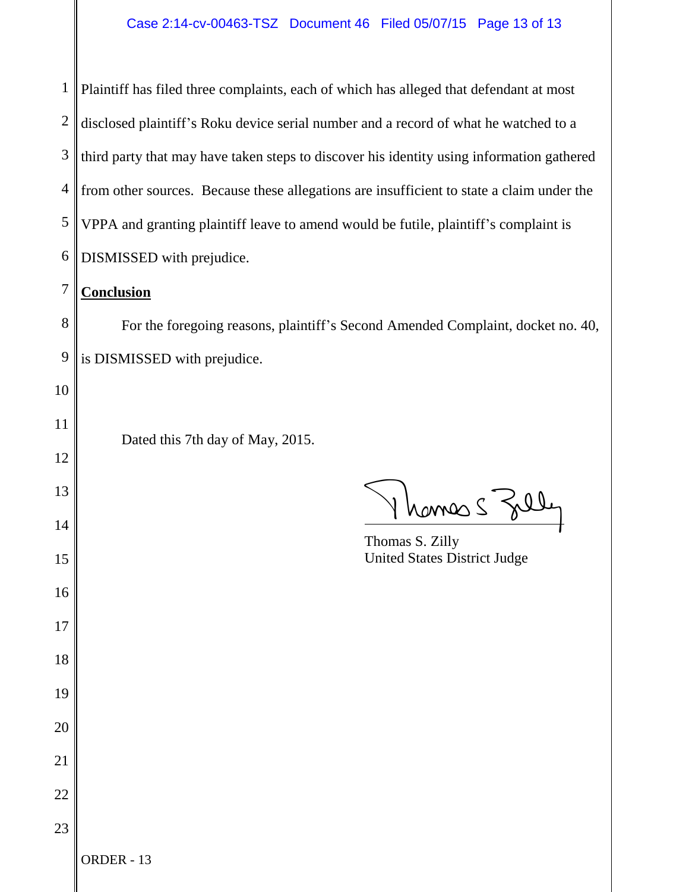Plaintiff has filed three complaints, each of which has alleged that defendant at most disclosed plaintiff's Roku device serial number and a record of what he watched to a third party that may have taken steps to discover his identity using information gathered from other sources. Because these allegations are insufficient to state a claim under the VPPA and granting plaintiff leave to amend would be futile, plaintiff's complaint is DISMISSED with prejudice.

## Conclusion

For the foregoing reasons, plaintiff's Second Amended Complaint, docket no. 40, is DISMISSED with prejudice.

Dated this 7th day of May, 2015.

Thomas S. Zilly
United States District Judge

ORDER - 13